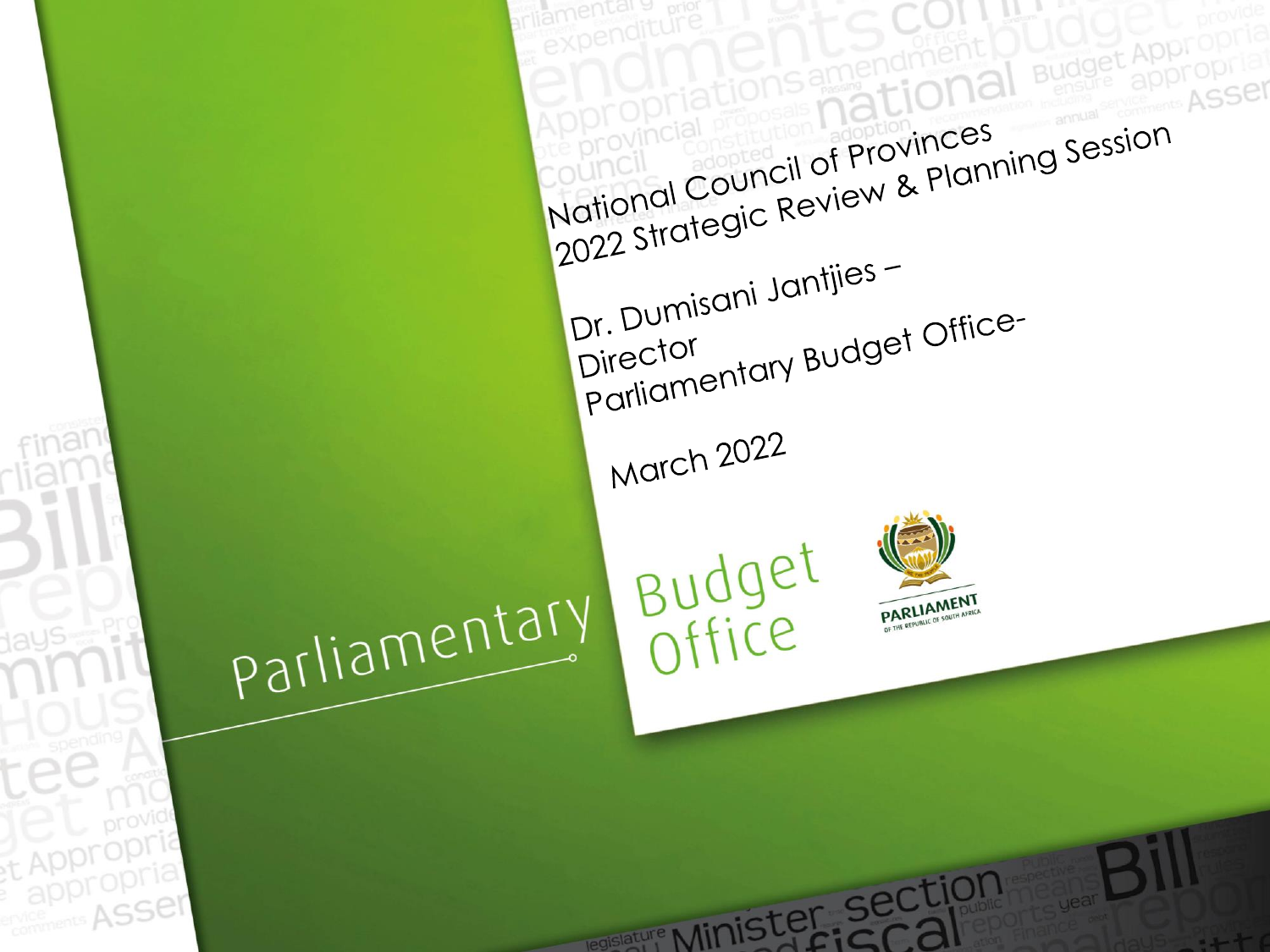# National Council of Provinces 2022 Strategic Review & Planning Session

Dr. Dumisani Jantjies –
Director
Parliamentary Budget Office-

March 2022

Parliamentary Budget Office

PARLIAMENT OF THE REPUBLIC OF SOUTH AFRICA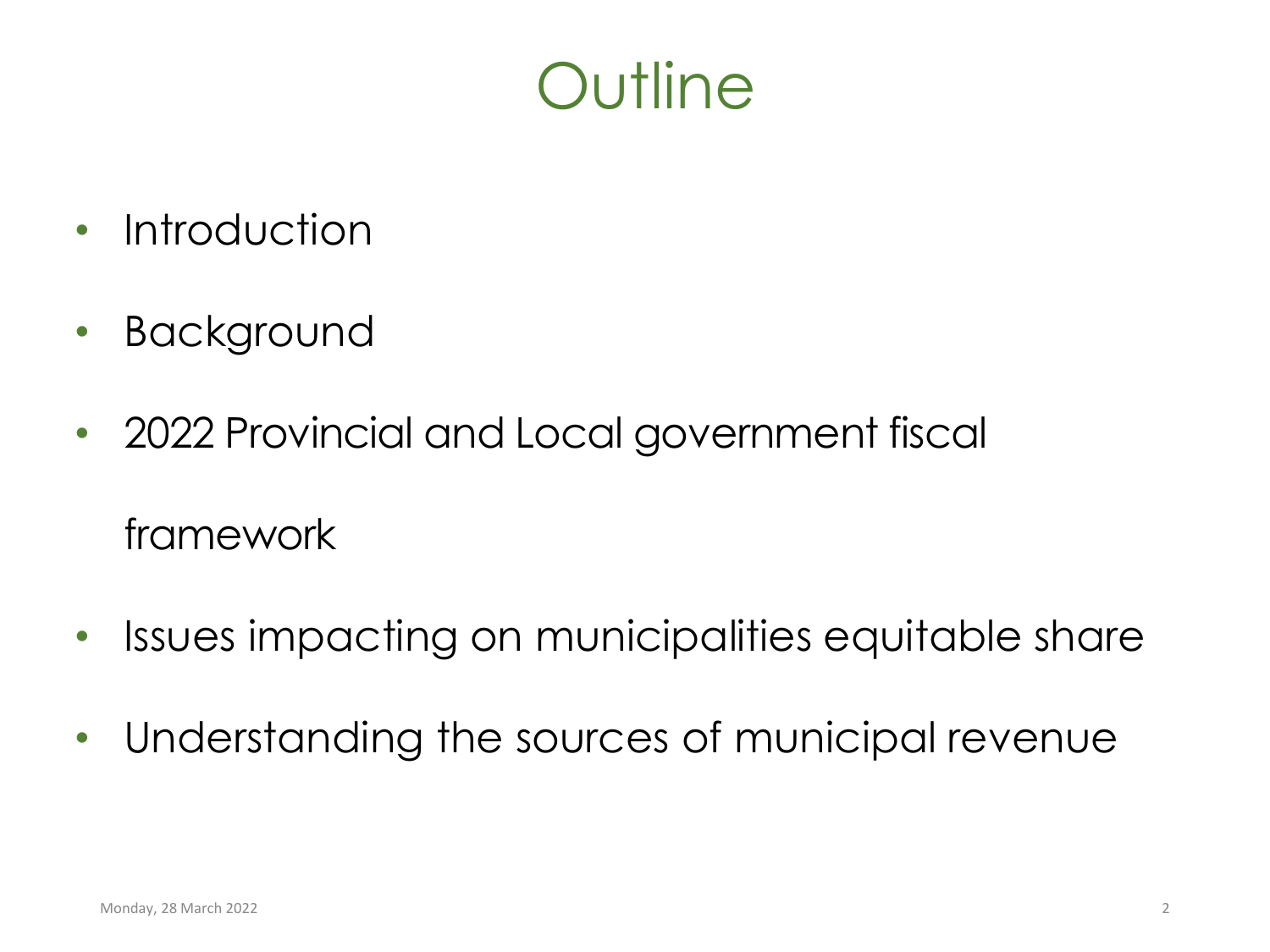# Outline

- Introduction
- Background
- 2022 Provincial and Local government fiscal framework
- Issues impacting on municipalities equitable share
- Understanding the sources of municipal revenue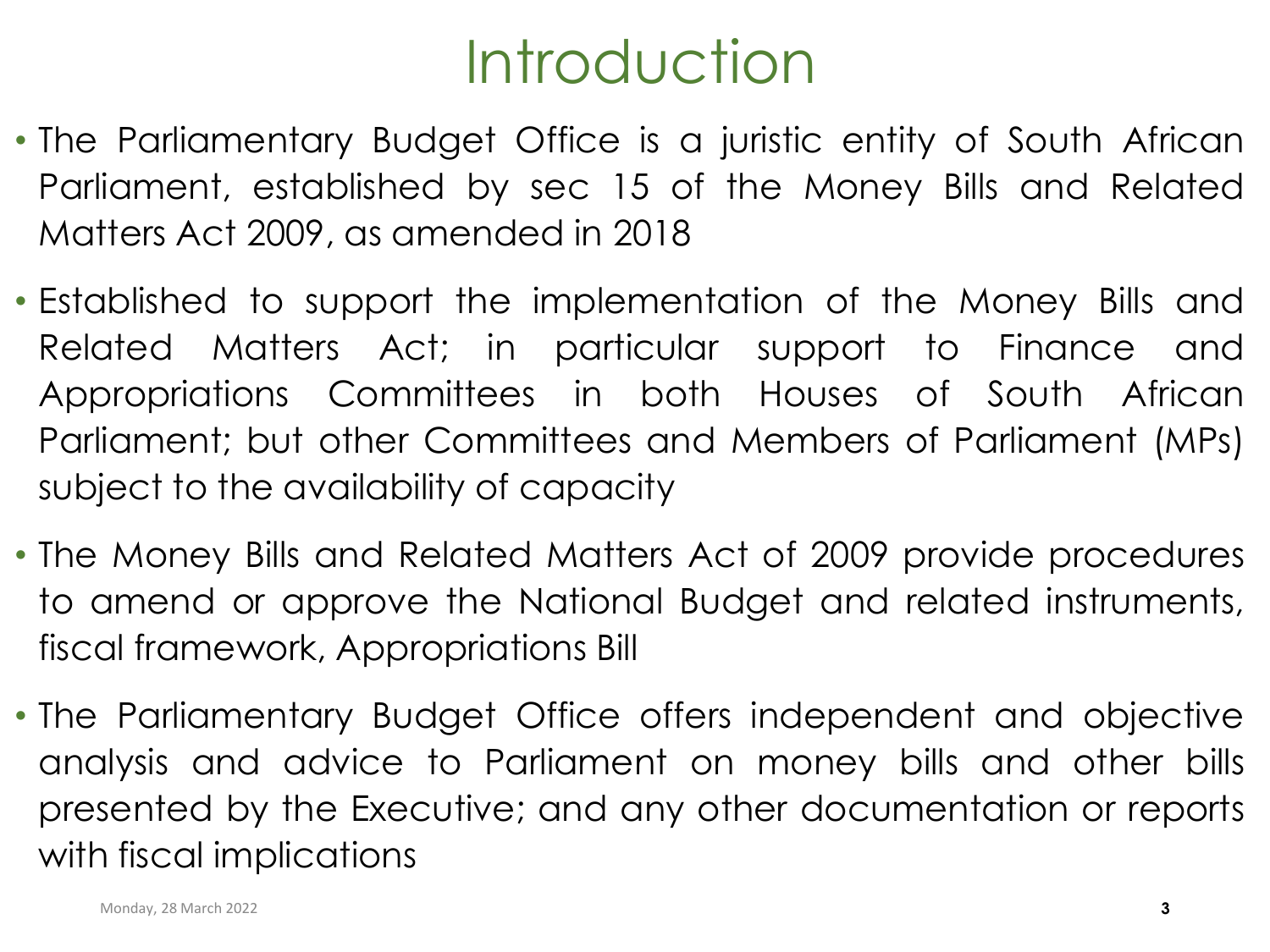# Introduction

- The Parliamentary Budget Office is a juristic entity of South African Parliament, established by sec 15 of the Money Bills and Related Matters Act 2009, as amended in 2018
- Established to support the implementation of the Money Bills and Related Matters Act; in particular support to Finance and Appropriations Committees in both Houses of South African Parliament; but other Committees and Members of Parliament (MPs) subject to the availability of capacity
- The Money Bills and Related Matters Act of 2009 provide procedures to amend or approve the National Budget and related instruments, fiscal framework, Appropriations Bill
- The Parliamentary Budget Office offers independent and objective analysis and advice to Parliament on money bills and other bills presented by the Executive; and any other documentation or reports with fiscal implications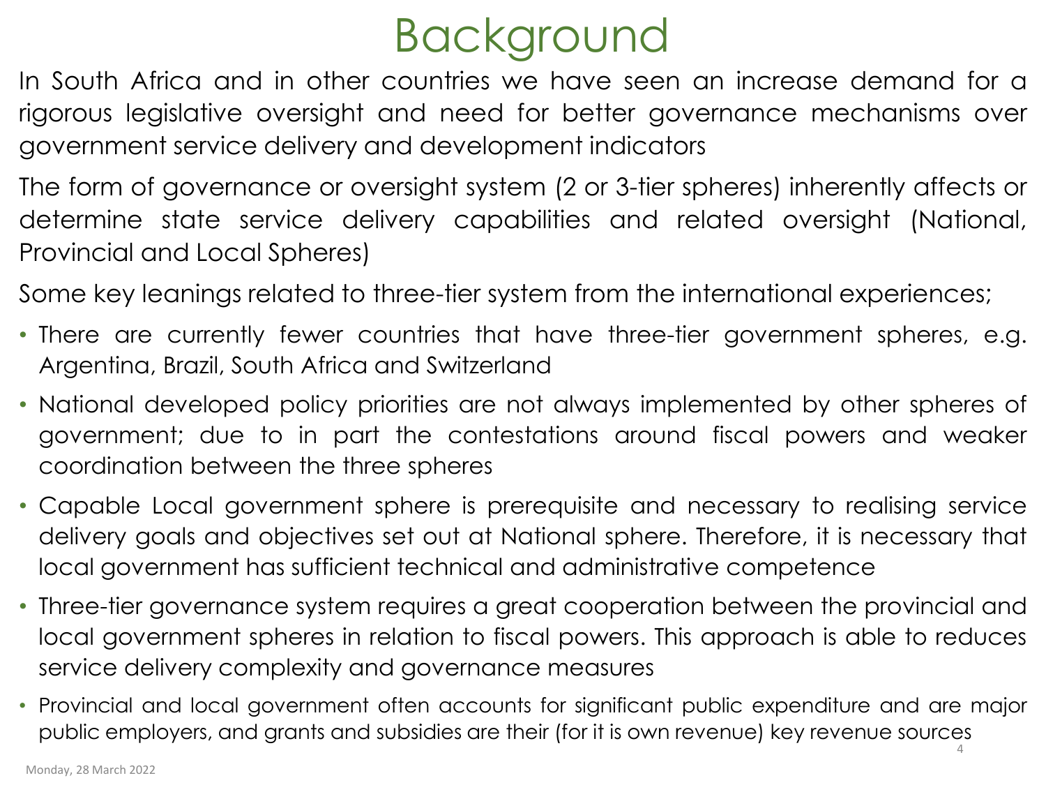# Background

In South Africa and in other countries we have seen an increase demand for a rigorous legislative oversight and need for better governance mechanisms over government service delivery and development indicators

The form of governance or oversight system (2 or 3-tier spheres) inherently affects or determine state service delivery capabilities and related oversight (National, Provincial and Local Spheres)

Some key leanings related to three-tier system from the international experiences;

- There are currently fewer countries that have three-tier government spheres, e.g. Argentina, Brazil, South Africa and Switzerland
- National developed policy priorities are not always implemented by other spheres of government; due to in part the contestations around fiscal powers and weaker coordination between the three spheres
- Capable Local government sphere is prerequisite and necessary to realising service delivery goals and objectives set out at National sphere. Therefore, it is necessary that local government has sufficient technical and administrative competence
- Three-tier governance system requires a great cooperation between the provincial and local government spheres in relation to fiscal powers. This approach is able to reduces service delivery complexity and governance measures
- Provincial and local government often accounts for significant public expenditure and are major public employers, and grants and subsidies are their (for it is own revenue) key revenue sources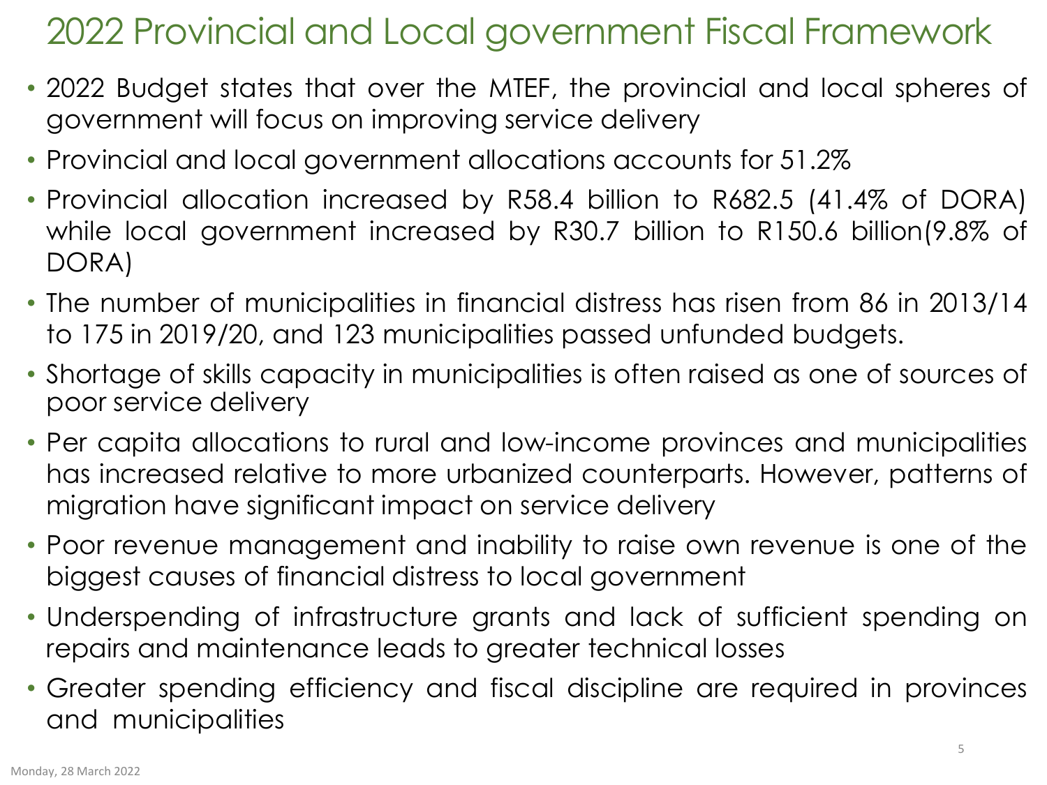# 2022 Provincial and Local government Fiscal Framework

- 2022 Budget states that over the MTEF, the provincial and local spheres of government will focus on improving service delivery
- Provincial and local government allocations accounts for 51.2%
- Provincial allocation increased by R58.4 billion to R682.5 (41.4% of DORA) while local government increased by R30.7 billion to R150.6 billion(9.8% of DORA)
- The number of municipalities in financial distress has risen from 86 in 2013/14 to 175 in 2019/20, and 123 municipalities passed unfunded budgets.
- Shortage of skills capacity in municipalities is often raised as one of sources of poor service delivery
- Per capita allocations to rural and low-income provinces and municipalities has increased relative to more urbanized counterparts. However, patterns of migration have significant impact on service delivery
- Poor revenue management and inability to raise own revenue is one of the biggest causes of financial distress to local government
- Underspending of infrastructure grants and lack of sufficient spending on repairs and maintenance leads to greater technical losses
- Greater spending efficiency and fiscal discipline are required in provinces and municipalities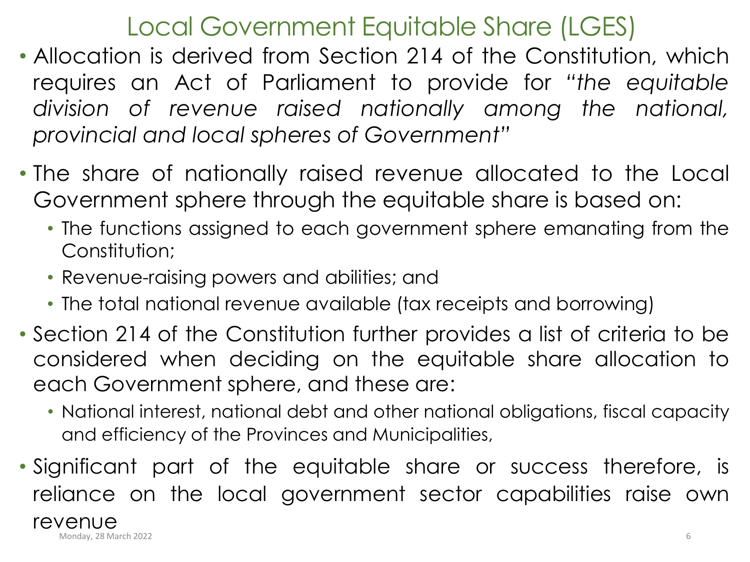# Local Government Equitable Share (LGES)

- Allocation is derived from Section 214 of the Constitution, which requires an Act of Parliament to provide for "*the equitable division of revenue raised nationally among the national, provincial and local spheres of Government*"
- The share of nationally raised revenue allocated to the Local Government sphere through the equitable share is based on:
  - The functions assigned to each government sphere emanating from the Constitution;
  - Revenue-raising powers and abilities; and
  - The total national revenue available (tax receipts and borrowing)
- Section 214 of the Constitution further provides a list of criteria to be considered when deciding on the equitable share allocation to each Government sphere, and these are:
  - National interest, national debt and other national obligations, fiscal capacity and efficiency of the Provinces and Municipalities,
- Significant part of the equitable share or success therefore, is reliance on the local government sector capabilities raise own revenue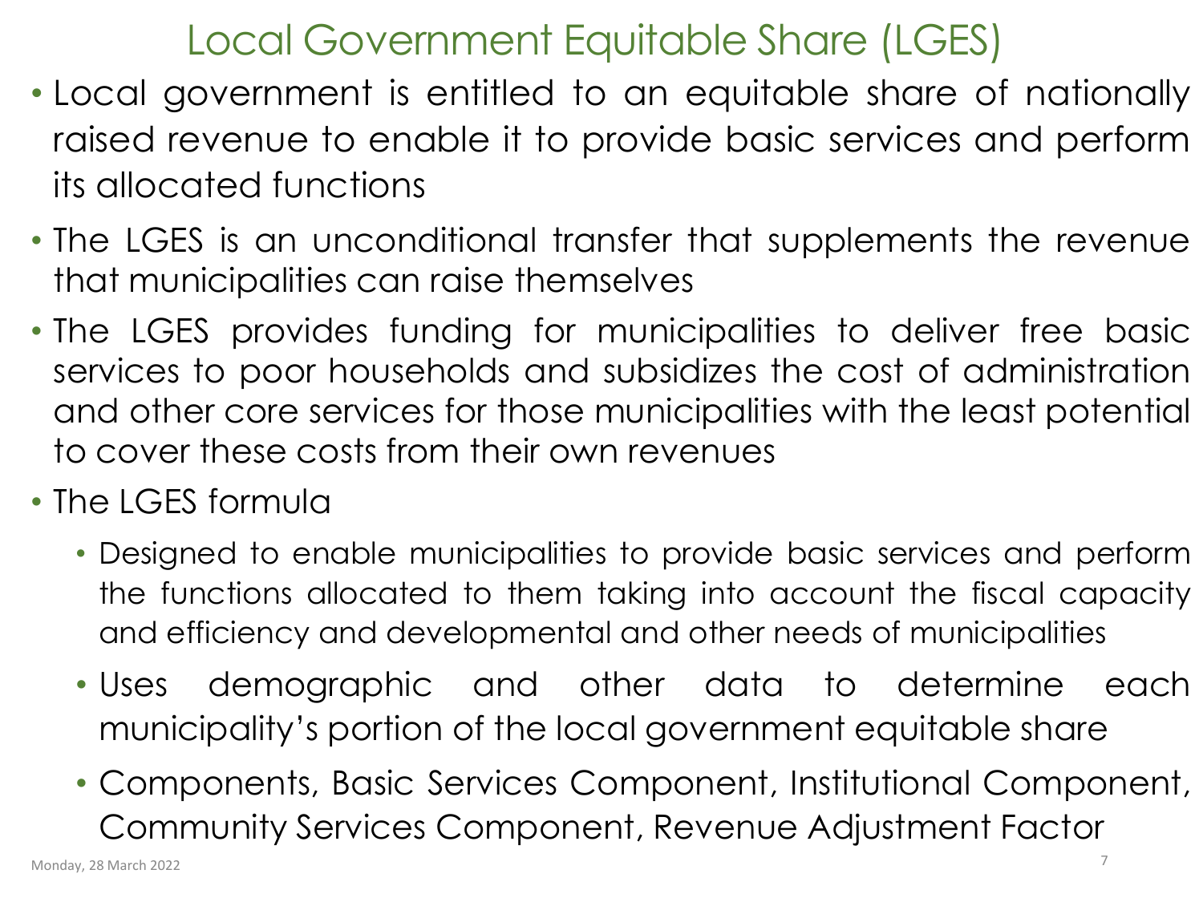# Local Government Equitable Share (LGES)

- Local government is entitled to an equitable share of nationally raised revenue to enable it to provide basic services and perform its allocated functions
- The LGES is an unconditional transfer that supplements the revenue that municipalities can raise themselves
- The LGES provides funding for municipalities to deliver free basic services to poor households and subsidizes the cost of administration and other core services for those municipalities with the least potential to cover these costs from their own revenues
- The LGES formula
  - Designed to enable municipalities to provide basic services and perform the functions allocated to them taking into account the fiscal capacity and efficiency and developmental and other needs of municipalities
  - Uses demographic and other data to determine each municipality's portion of the local government equitable share
  - Components, Basic Services Component, Institutional Component, Community Services Component, Revenue Adjustment Factor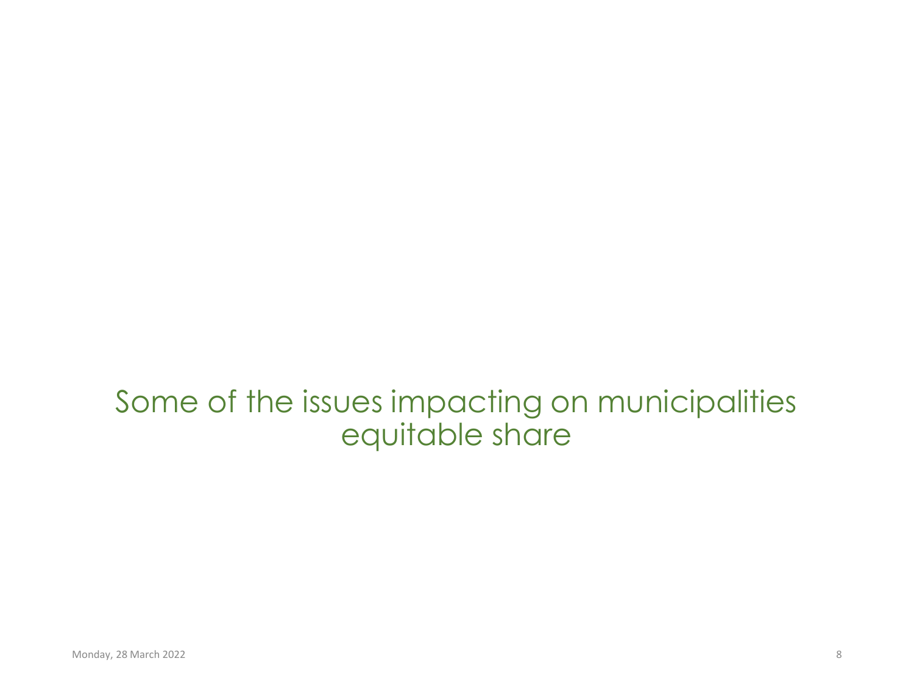# Some of the issues impacting on municipalities equitable share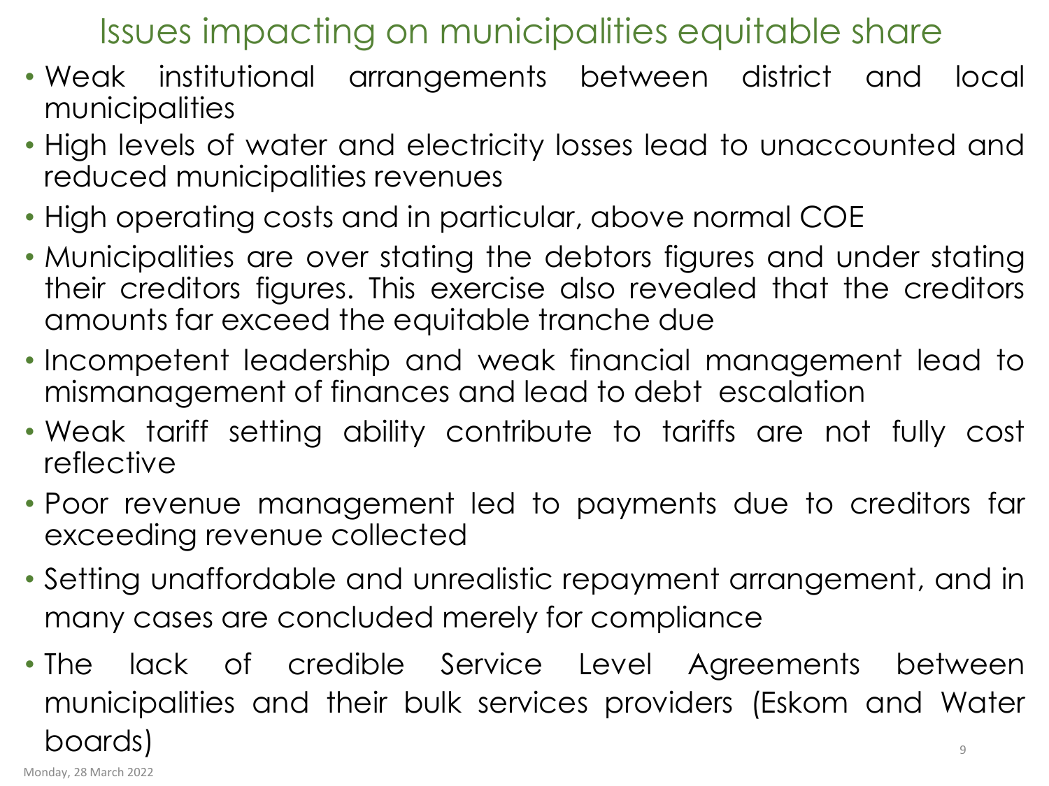# Issues impacting on municipalities equitable share

- Weak institutional arrangements between district and local municipalities
- High levels of water and electricity losses lead to unaccounted and reduced municipalities revenues
- High operating costs and in particular, above normal COE
- Municipalities are over stating the debtors figures and under stating their creditors figures. This exercise also revealed that the creditors amounts far exceed the equitable tranche due
- Incompetent leadership and weak financial management lead to mismanagement of finances and lead to debt escalation
- Weak tariff setting ability contribute to tariffs are not fully cost reflective
- Poor revenue management led to payments due to creditors far exceeding revenue collected
- Setting unaffordable and unrealistic repayment arrangement, and in many cases are concluded merely for compliance
- The lack of credible Service Level Agreements between municipalities and their bulk services providers (Eskom and Water boards)

Monday, 28 March 2022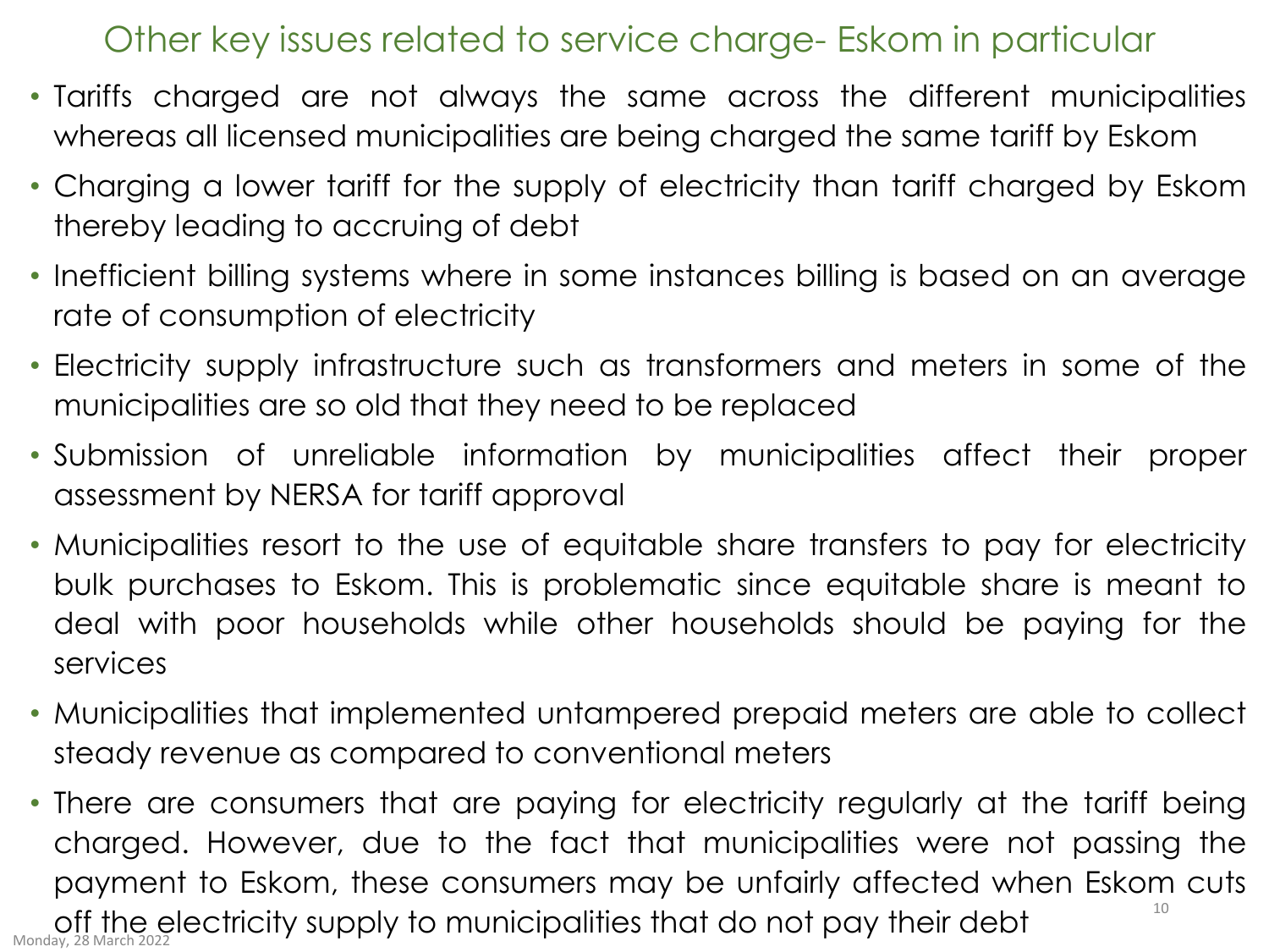# Other key issues related to service charge- Eskom in particular

- Tariffs charged are not always the same across the different municipalities whereas all licensed municipalities are being charged the same tariff by Eskom
- Charging a lower tariff for the supply of electricity than tariff charged by Eskom thereby leading to accruing of debt
- Inefficient billing systems where in some instances billing is based on an average rate of consumption of electricity
- Electricity supply infrastructure such as transformers and meters in some of the municipalities are so old that they need to be replaced
- Submission of unreliable information by municipalities affect their proper assessment by NERSA for tariff approval
- Municipalities resort to the use of equitable share transfers to pay for electricity bulk purchases to Eskom. This is problematic since equitable share is meant to deal with poor households while other households should be paying for the services
- Municipalities that implemented untampered prepaid meters are able to collect steady revenue as compared to conventional meters
- There are consumers that are paying for electricity regularly at the tariff being charged. However, due to the fact that municipalities were not passing the payment to Eskom, these consumers may be unfairly affected when Eskom cuts off the electricity supply to municipalities that do not pay their debt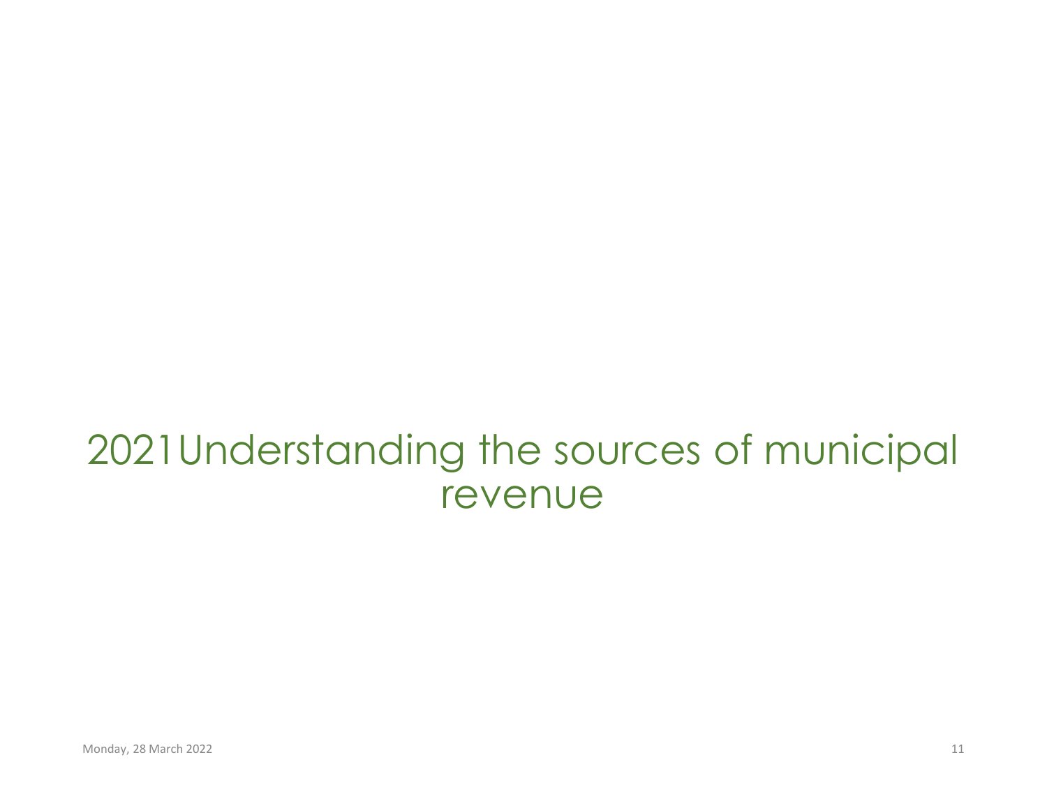# 2021Understanding the sources of municipal revenue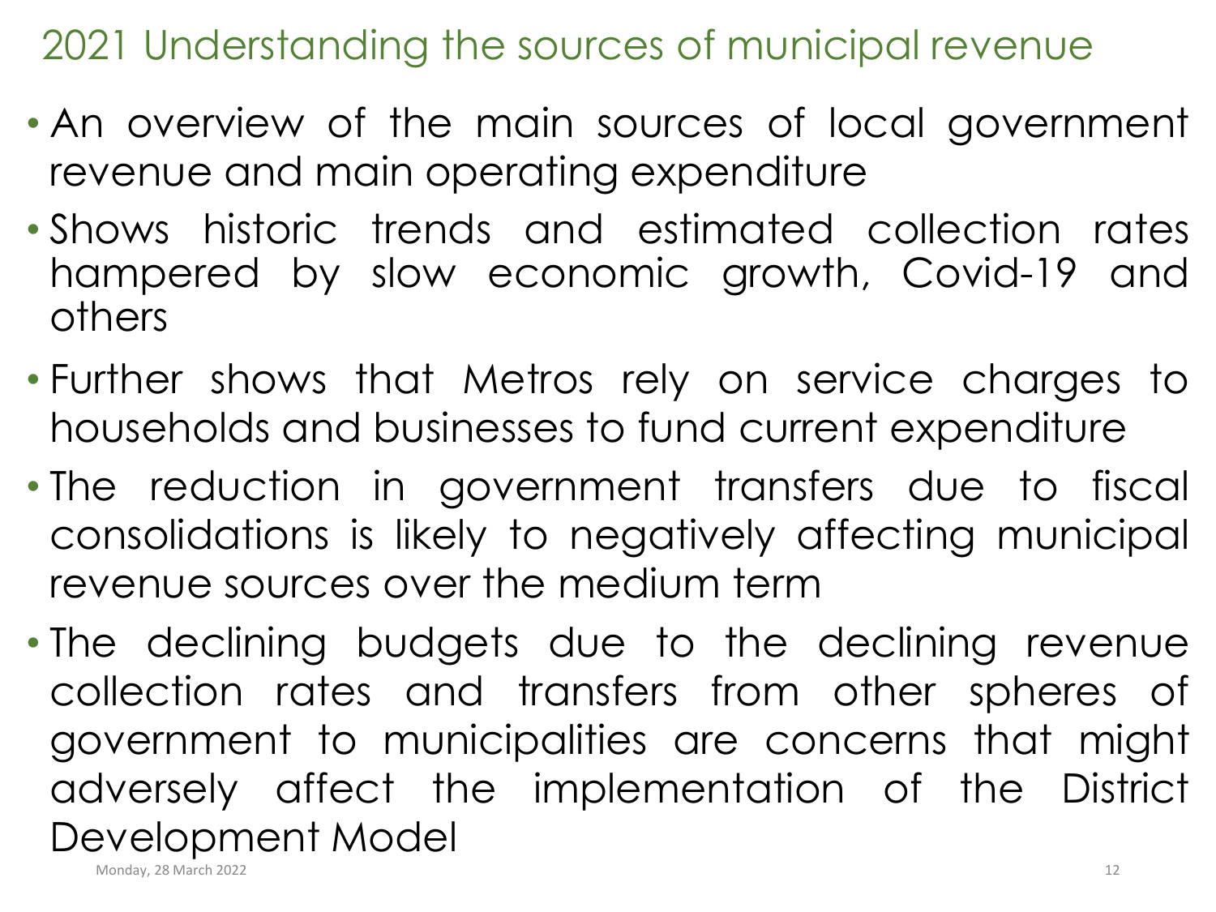# 2021 Understanding the sources of municipal revenue

- An overview of the main sources of local government revenue and main operating expenditure
- Shows historic trends and estimated collection rates hampered by slow economic growth, Covid-19 and others
- Further shows that Metros rely on service charges to households and businesses to fund current expenditure
- The reduction in government transfers due to fiscal consolidations is likely to negatively affecting municipal revenue sources over the medium term
- The declining budgets due to the declining revenue collection rates and transfers from other spheres of government to municipalities are concerns that might adversely affect the implementation of the District Development Model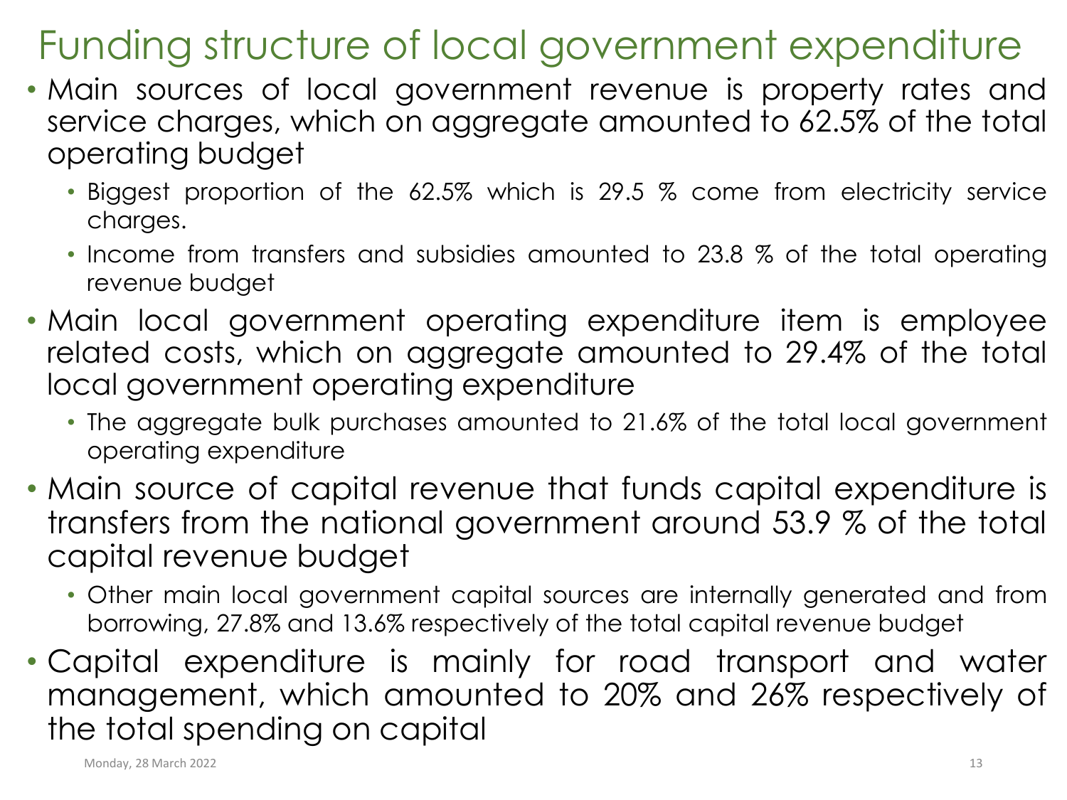# Funding structure of local government expenditure

- Main sources of local government revenue is property rates and service charges, which on aggregate amounted to 62.5% of the total operating budget
  - Biggest proportion of the 62.5% which is 29.5 % come from electricity service charges.
  - Income from transfers and subsidies amounted to 23.8 % of the total operating revenue budget
- Main local government operating expenditure item is employee related costs, which on aggregate amounted to 29.4% of the total local government operating expenditure
  - The aggregate bulk purchases amounted to 21.6% of the total local government operating expenditure
- Main source of capital revenue that funds capital expenditure is transfers from the national government around 53.9 % of the total capital revenue budget
  - Other main local government capital sources are internally generated and from borrowing, 27.8% and 13.6% respectively of the total capital revenue budget
- Capital expenditure is mainly for road transport and water management, which amounted to 20% and 26% respectively of the total spending on capital

Monday, 28 March 2022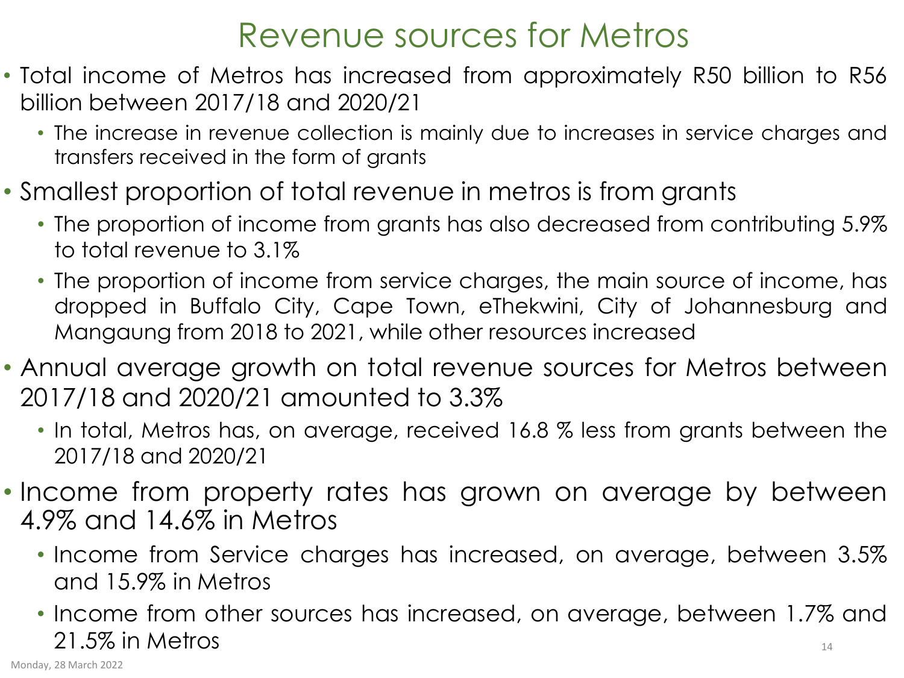# Revenue sources for Metros

- Total income of Metros has increased from approximately R50 billion to R56 billion between 2017/18 and 2020/21
  - The increase in revenue collection is mainly due to increases in service charges and transfers received in the form of grants
- Smallest proportion of total revenue in metros is from grants
  - The proportion of income from grants has also decreased from contributing 5.9% to total revenue to 3.1%
  - The proportion of income from service charges, the main source of income, has dropped in Buffalo City, Cape Town, eThekwini, City of Johannesburg and Mangaung from 2018 to 2021, while other resources increased
- Annual average growth on total revenue sources for Metros between 2017/18 and 2020/21 amounted to 3.3%
  - In total, Metros has, on average, received 16.8 % less from grants between the 2017/18 and 2020/21
- Income from property rates has grown on average by between 4.9% and 14.6% in Metros
  - Income from Service charges has increased, on average, between 3.5% and 15.9% in Metros
  - Income from other sources has increased, on average, between 1.7% and 21.5% in Metros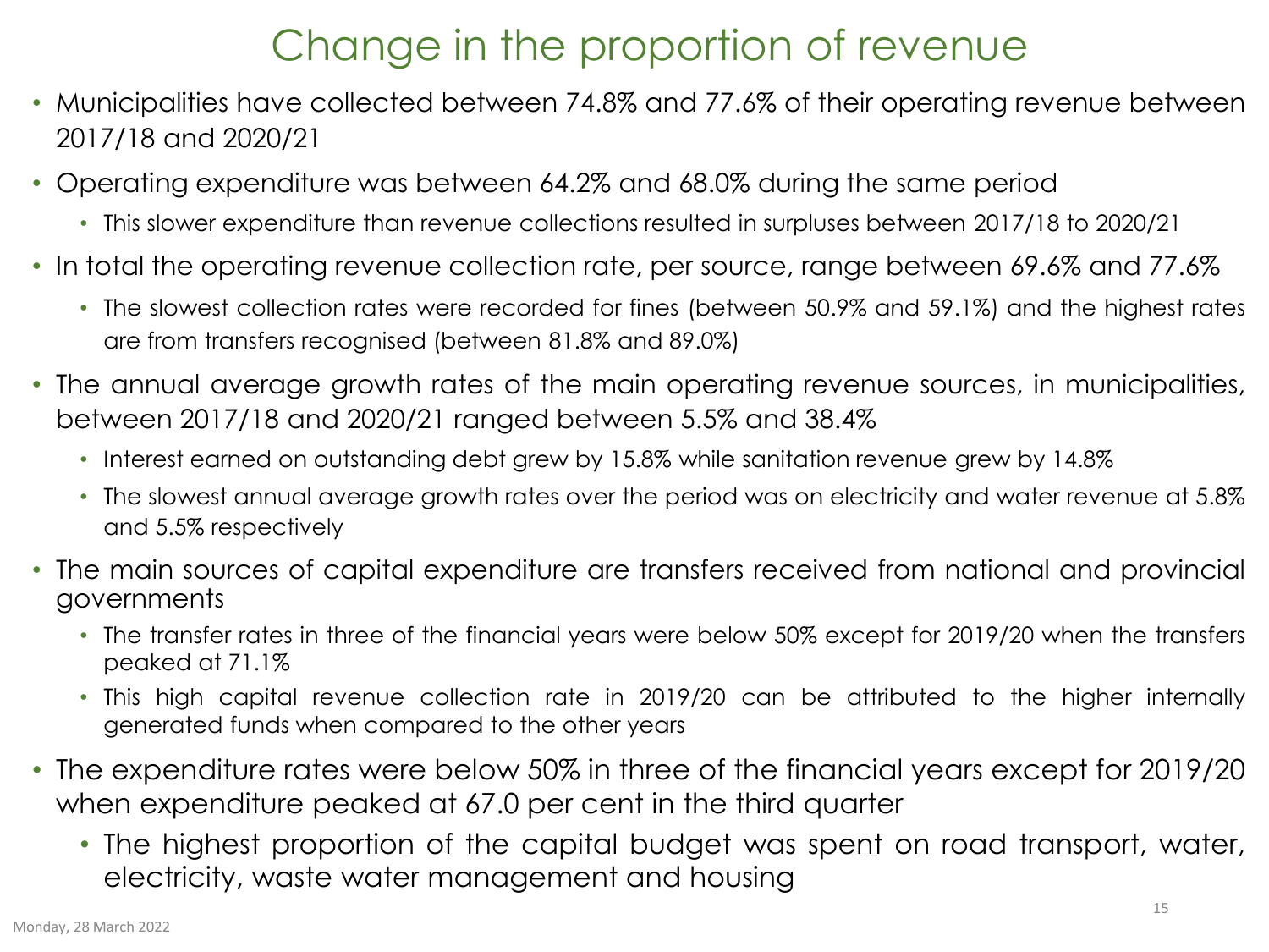# Change in the proportion of revenue

- Municipalities have collected between 74.8% and 77.6% of their operating revenue between 2017/18 and 2020/21
- Operating expenditure was between 64.2% and 68.0% during the same period
  - This slower expenditure than revenue collections resulted in surpluses between 2017/18 to 2020/21
- In total the operating revenue collection rate, per source, range between 69.6% and 77.6%
  - The slowest collection rates were recorded for fines (between 50.9% and 59.1%) and the highest rates are from transfers recognised (between 81.8% and 89.0%)
- The annual average growth rates of the main operating revenue sources, in municipalities, between 2017/18 and 2020/21 ranged between 5.5% and 38.4%
  - Interest earned on outstanding debt grew by 15.8% while sanitation revenue grew by 14.8%
  - The slowest annual average growth rates over the period was on electricity and water revenue at 5.8% and 5.5% respectively
- The main sources of capital expenditure are transfers received from national and provincial governments
  - The transfer rates in three of the financial years were below 50% except for 2019/20 when the transfers peaked at 71.1%
  - This high capital revenue collection rate in 2019/20 can be attributed to the higher internally generated funds when compared to the other years
- The expenditure rates were below 50% in three of the financial years except for 2019/20 when expenditure peaked at 67.0 per cent in the third quarter
  - The highest proportion of the capital budget was spent on road transport, water, electricity, waste water management and housing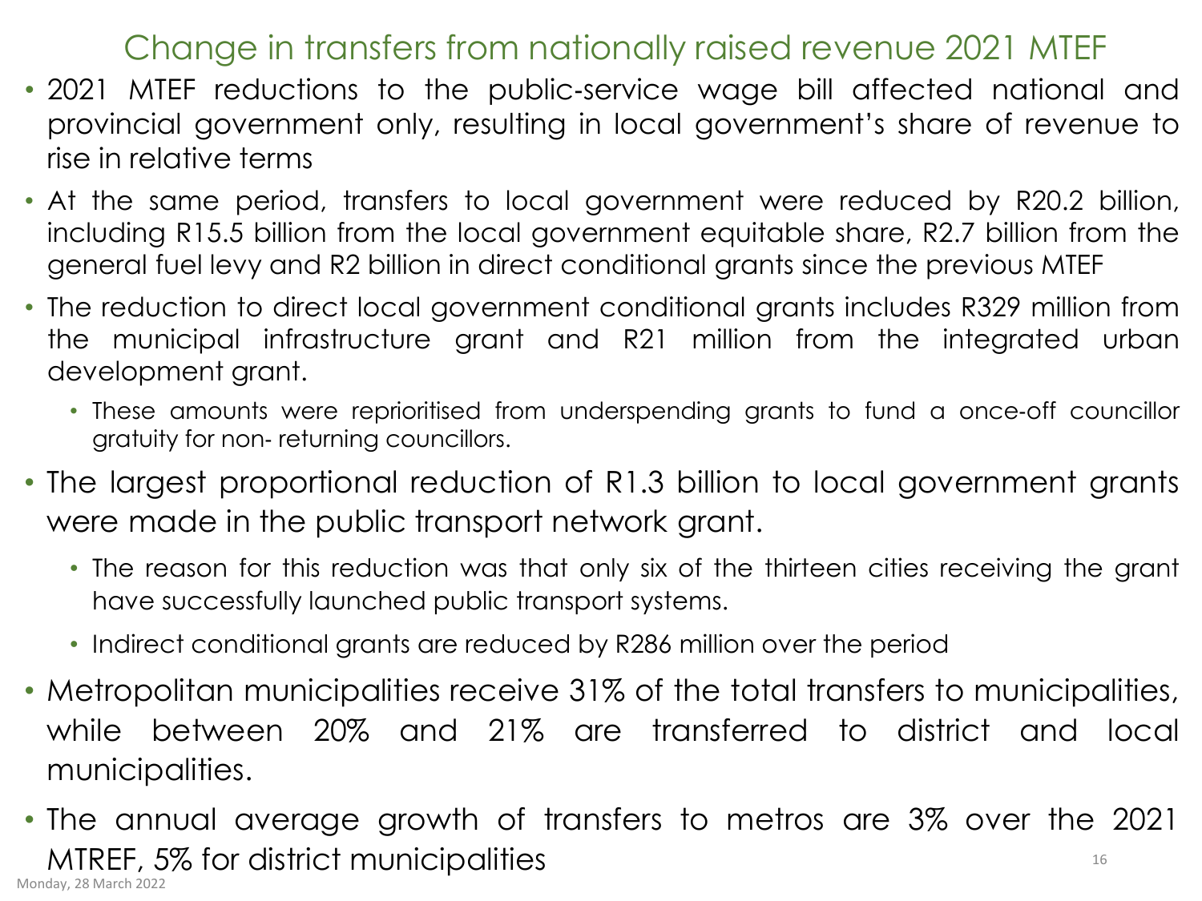# Change in transfers from nationally raised revenue 2021 MTEF

- 2021 MTEF reductions to the public-service wage bill affected national and provincial government only, resulting in local government's share of revenue to rise in relative terms
- At the same period, transfers to local government were reduced by R20.2 billion, including R15.5 billion from the local government equitable share, R2.7 billion from the general fuel levy and R2 billion in direct conditional grants since the previous MTEF
- The reduction to direct local government conditional grants includes R329 million from the municipal infrastructure grant and R21 million from the integrated urban development grant.
  - These amounts were reprioritised from underspending grants to fund a once-off councillor gratuity for non- returning councillors.
- The largest proportional reduction of R1.3 billion to local government grants were made in the public transport network grant.
  - The reason for this reduction was that only six of the thirteen cities receiving the grant have successfully launched public transport systems.
  - Indirect conditional grants are reduced by R286 million over the period
- Metropolitan municipalities receive 31% of the total transfers to municipalities, while between 20% and 21% are transferred to district and local municipalities.
- The annual average growth of transfers to metros are 3% over the 2021 MTREF, 5% for district municipalities

Monday, 28 March 2022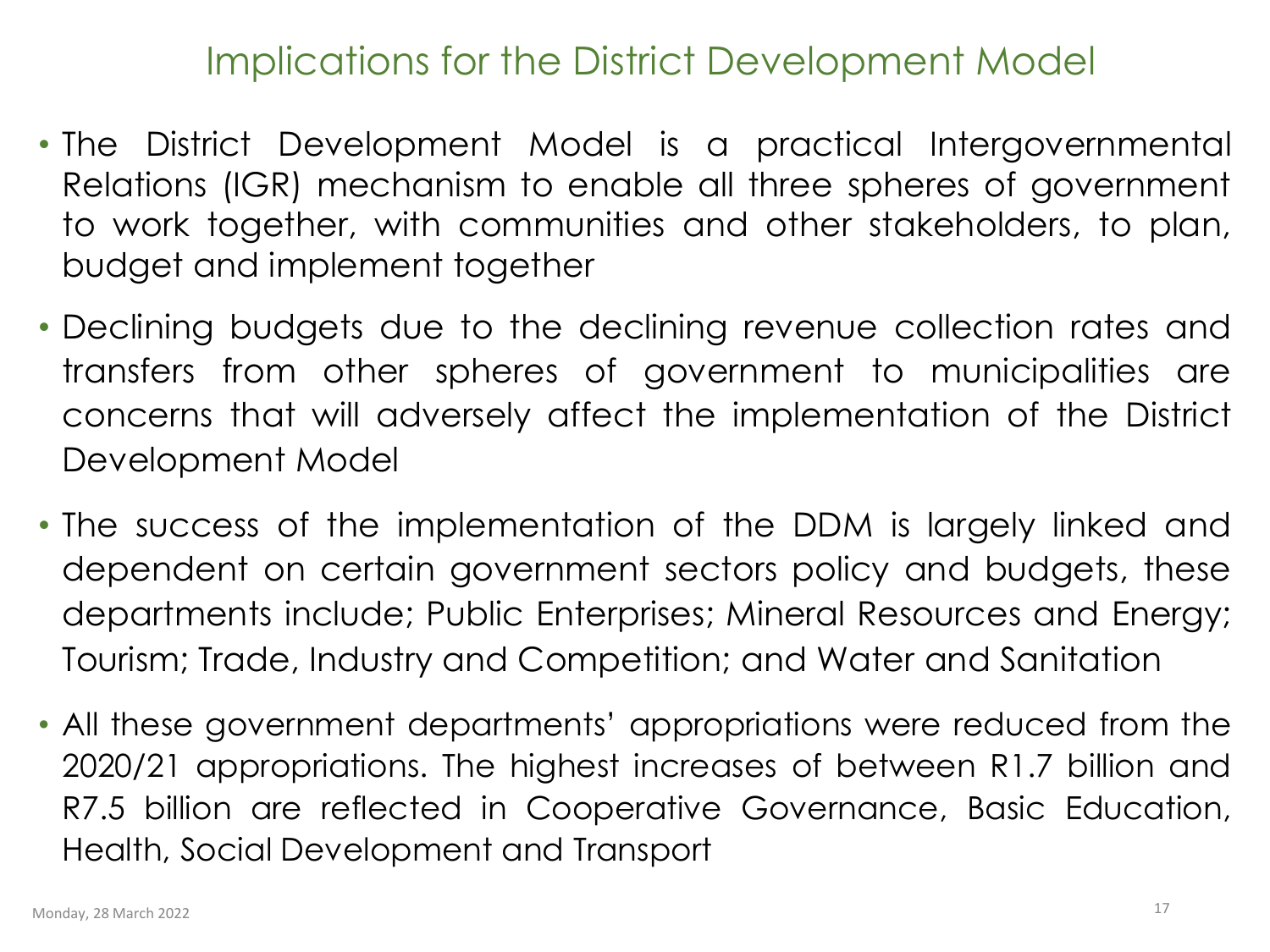# Implications for the District Development Model

- The District Development Model is a practical Intergovernmental Relations (IGR) mechanism to enable all three spheres of government to work together, with communities and other stakeholders, to plan, budget and implement together
- Declining budgets due to the declining revenue collection rates and transfers from other spheres of government to municipalities are concerns that will adversely affect the implementation of the District Development Model
- The success of the implementation of the DDM is largely linked and dependent on certain government sectors policy and budgets, these departments include; Public Enterprises; Mineral Resources and Energy; Tourism; Trade, Industry and Competition; and Water and Sanitation
- All these government departments' appropriations were reduced from the 2020/21 appropriations. The highest increases of between R1.7 billion and R7.5 billion are reflected in Cooperative Governance, Basic Education, Health, Social Development and Transport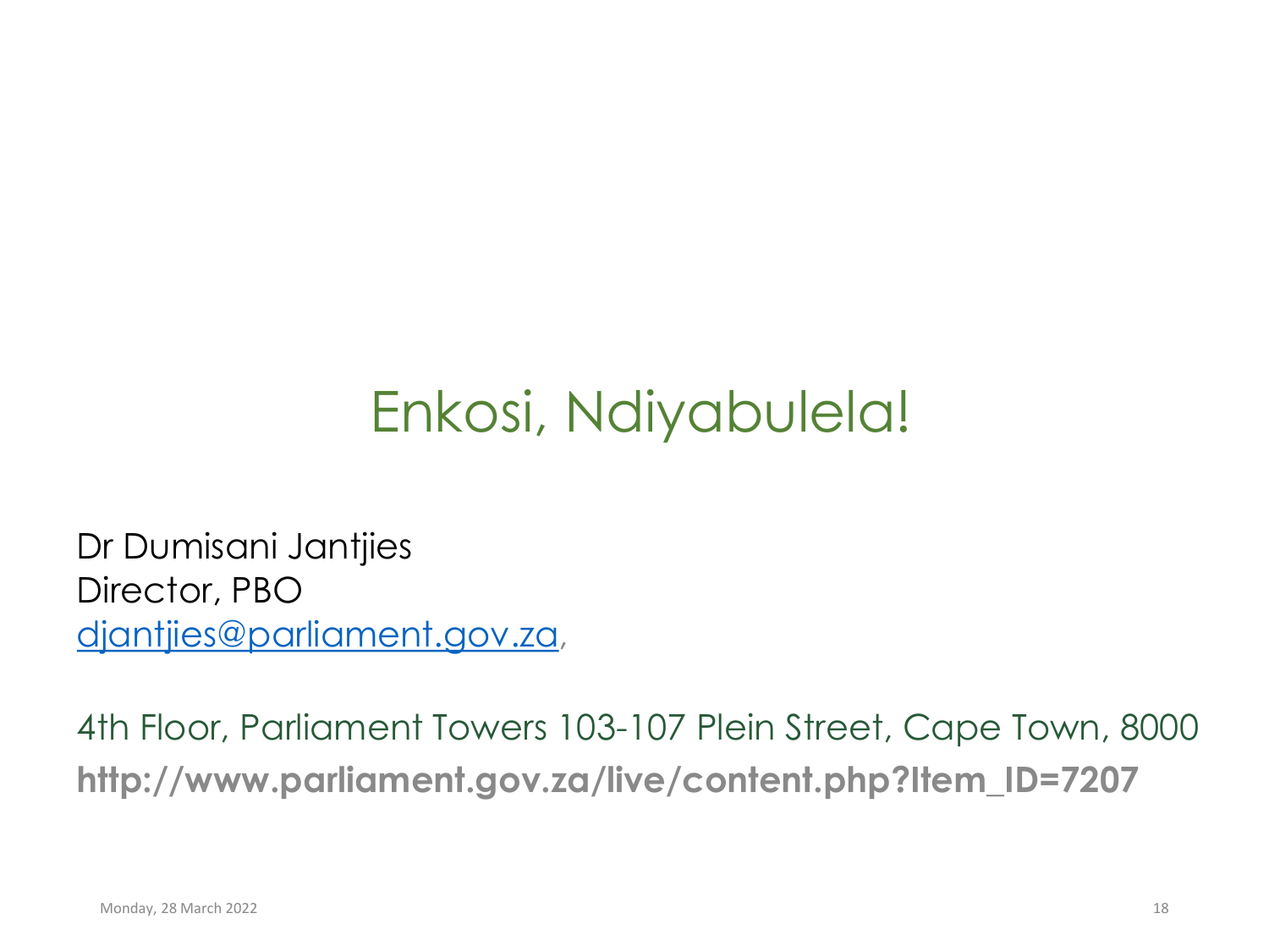# Enkosi, Ndiyabulela!

Dr Dumisani Jantjies
Director, PBO
djantjies@parliament.gov.za,

4th Floor, Parliament Towers 103-107 Plein Street, Cape Town, 8000
**http://www.parliament.gov.za/live/content.php?Item_ID=7207**

Monday, 28 March 2022